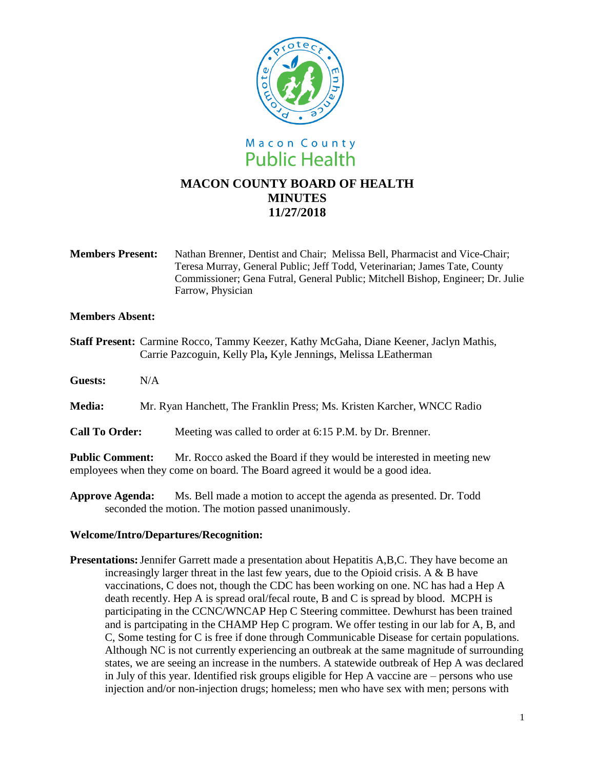Macon County
Public Health

# MACON COUNTY BOARD OF HEALTH
## MINUTES
## 11/27/2018

**Members Present:** Nathan Brenner, Dentist and Chair; Melissa Bell, Pharmacist and Vice-Chair; Teresa Murray, General Public; Jeff Todd, Veterinarian; James Tate, County Commissioner; Gena Futral, General Public; Mitchell Bishop, Engineer; Dr. Julie Farrow, Physician

**Members Absent:**

**Staff Present:** Carmine Rocco, Tammy Keezer, Kathy McGaha, Diane Keener, Jaclyn Mathis, Carrie Pazcoguin, Kelly Pla**,** Kyle Jennings, Melissa LEatherman

**Guests:** N/A

**Media:** Mr. Ryan Hanchett, The Franklin Press; Ms. Kristen Karcher, WNCC Radio

**Call To Order:** Meeting was called to order at 6:15 P.M. by Dr. Brenner.

**Public Comment:** Mr. Rocco asked the Board if they would be interested in meeting new employees when they come on board. The Board agreed it would be a good idea.

**Approve Agenda:** Ms. Bell made a motion to accept the agenda as presented. Dr. Todd seconded the motion. The motion passed unanimously.

**Welcome/Intro/Departures/Recognition:**

**Presentations:** Jennifer Garrett made a presentation about Hepatitis A,B,C. They have become an increasingly larger threat in the last few years, due to the Opioid crisis. A & B have vaccinations, C does not, though the CDC has been working on one. NC has had a Hep A death recently. Hep A is spread oral/fecal route, B and C is spread by blood. MCPH is participating in the CCNC/WNCAP Hep C Steering committee. Dewhurst has been trained and is partcipating in the CHAMP Hep C program. We offer testing in our lab for A, B, and C, Some testing for C is free if done through Communicable Disease for certain populations. Although NC is not currently experiencing an outbreak at the same magnitude of surrounding states, we are seeing an increase in the numbers. A statewide outbreak of Hep A was declared in July of this year. Identified risk groups eligible for Hep A vaccine are – persons who use injection and/or non-injection drugs; homeless; men who have sex with men; persons with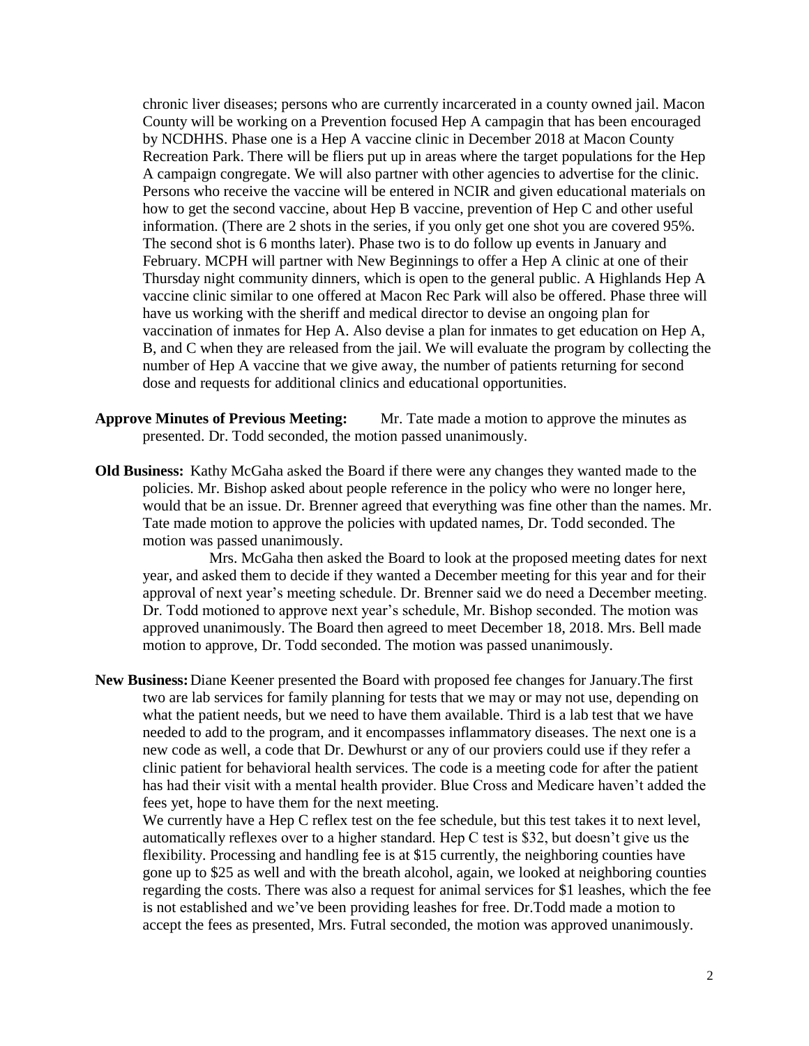chronic liver diseases; persons who are currently incarcerated in a county owned jail. Macon County will be working on a Prevention focused Hep A campaign that has been encouraged by NCDHHS. Phase one is a Hep A vaccine clinic in December 2018 at Macon County Recreation Park. There will be fliers put up in areas where the target populations for the Hep A campaign congregate. We will also partner with other agencies to advertise for the clinic. Persons who receive the vaccine will be entered in NCIR and given educational materials on how to get the second vaccine, about Hep B vaccine, prevention of Hep C and other useful information. (There are 2 shots in the series, if you only get one shot you are covered 95%. The second shot is 6 months later). Phase two is to do follow up events in January and February. MCPH will partner with New Beginnings to offer a Hep A clinic at one of their Thursday night community dinners, which is open to the general public. A Highlands Hep A vaccine clinic similar to one offered at Macon Rec Park will also be offered. Phase three will have us working with the sheriff and medical director to devise an ongoing plan for vaccination of inmates for Hep A. Also devise a plan for inmates to get education on Hep A, B, and C when they are released from the jail. We will evaluate the program by collecting the number of Hep A vaccine that we give away, the number of patients returning for second dose and requests for additional clinics and educational opportunities.

**Approve Minutes of Previous Meeting:** Mr. Tate made a motion to approve the minutes as presented. Dr. Todd seconded, the motion passed unanimously.

**Old Business:** Kathy McGaha asked the Board if there were any changes they wanted made to the policies. Mr. Bishop asked about people reference in the policy who were no longer here, would that be an issue. Dr. Brenner agreed that everything was fine other than the names. Mr. Tate made motion to approve the policies with updated names, Dr. Todd seconded. The motion was passed unanimously.

Mrs. McGaha then asked the Board to look at the proposed meeting dates for next year, and asked them to decide if they wanted a December meeting for this year and for their approval of next year's meeting schedule. Dr. Brenner said we do need a December meeting. Dr. Todd motioned to approve next year's schedule, Mr. Bishop seconded. The motion was approved unanimously. The Board then agreed to meet December 18, 2018. Mrs. Bell made motion to approve, Dr. Todd seconded. The motion was passed unanimously.

**New Business:** Diane Keener presented the Board with proposed fee changes for January.The first two are lab services for family planning for tests that we may or may not use, depending on what the patient needs, but we need to have them available. Third is a lab test that we have needed to add to the program, and it encompasses inflammatory diseases. The next one is a new code as well, a code that Dr. Dewhurst or any of our proviers could use if they refer a clinic patient for behavioral health services. The code is a meeting code for after the patient has had their visit with a mental health provider. Blue Cross and Medicare haven't added the fees yet, hope to have them for the next meeting.

We currently have a Hep C reflex test on the fee schedule, but this test takes it to next level, automatically reflexes over to a higher standard. Hep C test is $32, but doesn't give us the flexibility. Processing and handling fee is at $15 currently, the neighboring counties have gone up to $25 as well and with the breath alcohol, again, we looked at neighboring counties regarding the costs. There was also a request for animal services for $1 leashes, which the fee is not established and we've been providing leashes for free. Dr.Todd made a motion to accept the fees as presented, Mrs. Futral seconded, the motion was approved unanimously.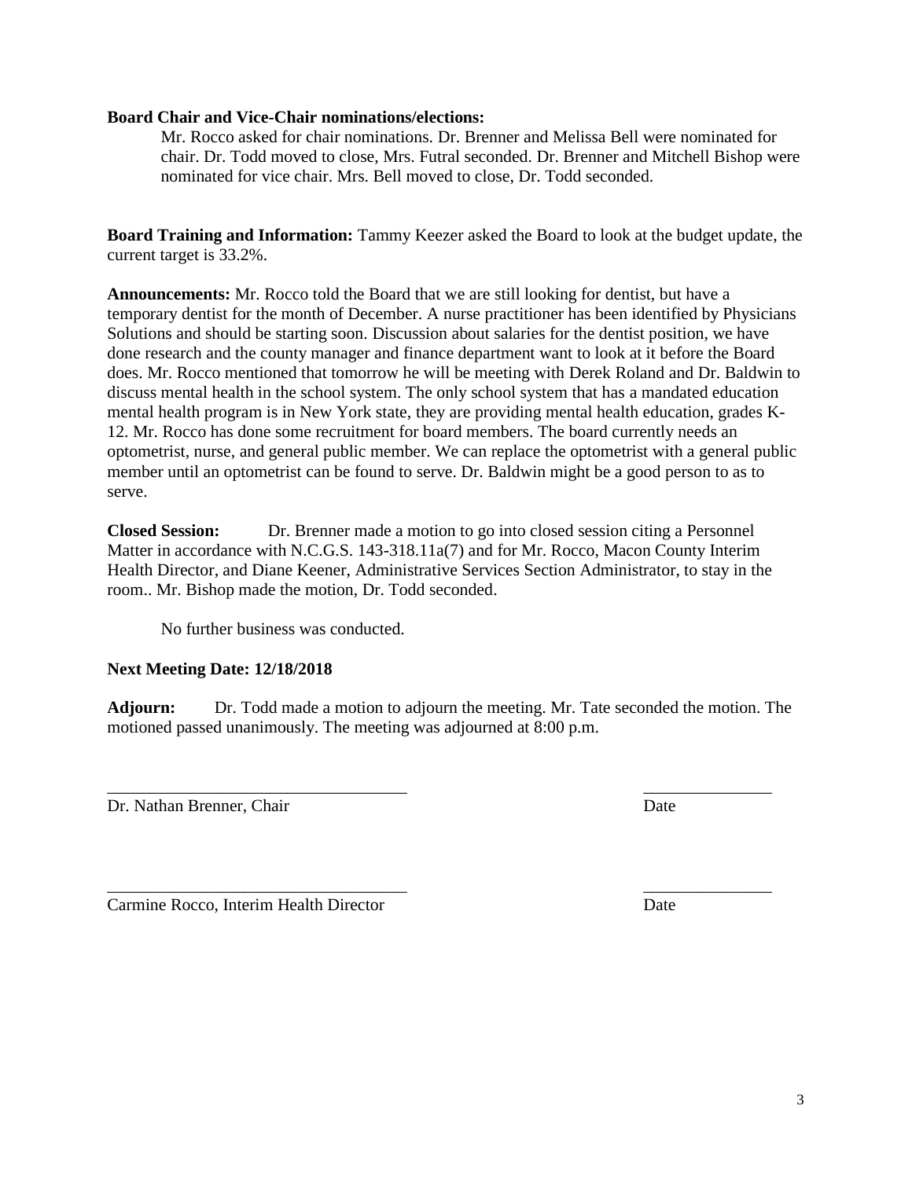**Board Chair and Vice-Chair nominations/elections:**

Mr. Rocco asked for chair nominations. Dr. Brenner and Melissa Bell were nominated for chair. Dr. Todd moved to close, Mrs. Futral seconded. Dr. Brenner and Mitchell Bishop were nominated for vice chair. Mrs. Bell moved to close, Dr. Todd seconded.

**Board Training and Information:** Tammy Keezer asked the Board to look at the budget update, the current target is 33.2%.

**Announcements:** Mr. Rocco told the Board that we are still looking for dentist, but have a temporary dentist for the month of December. A nurse practitioner has been identified by Physicians Solutions and should be starting soon. Discussion about salaries for the dentist position, we have done research and the county manager and finance department want to look at it before the Board does. Mr. Rocco mentioned that tomorrow he will be meeting with Derek Roland and Dr. Baldwin to discuss mental health in the school system. The only school system that has a mandated education mental health program is in New York state, they are providing mental health education, grades K-12. Mr. Rocco has done some recruitment for board members. The board currently needs an optometrist, nurse, and general public member. We can replace the optometrist with a general public member until an optometrist can be found to serve. Dr. Baldwin might be a good person to as to serve.

**Closed Session:** Dr. Brenner made a motion to go into closed session citing a Personnel Matter in accordance with N.C.G.S. 143-318.11a(7) and for Mr. Rocco, Macon County Interim Health Director, and Diane Keener, Administrative Services Section Administrator, to stay in the room.. Mr. Bishop made the motion, Dr. Todd seconded.

No further business was conducted.

**Next Meeting Date: 12/18/2018**

**Adjourn:** Dr. Todd made a motion to adjourn the meeting. Mr. Tate seconded the motion. The motioned passed unanimously. The meeting was adjourned at 8:00 p.m.

___________________________________ _______________

Dr. Nathan Brenner, Chair Date

___________________________________ _______________

Carmine Rocco, Interim Health Director Date